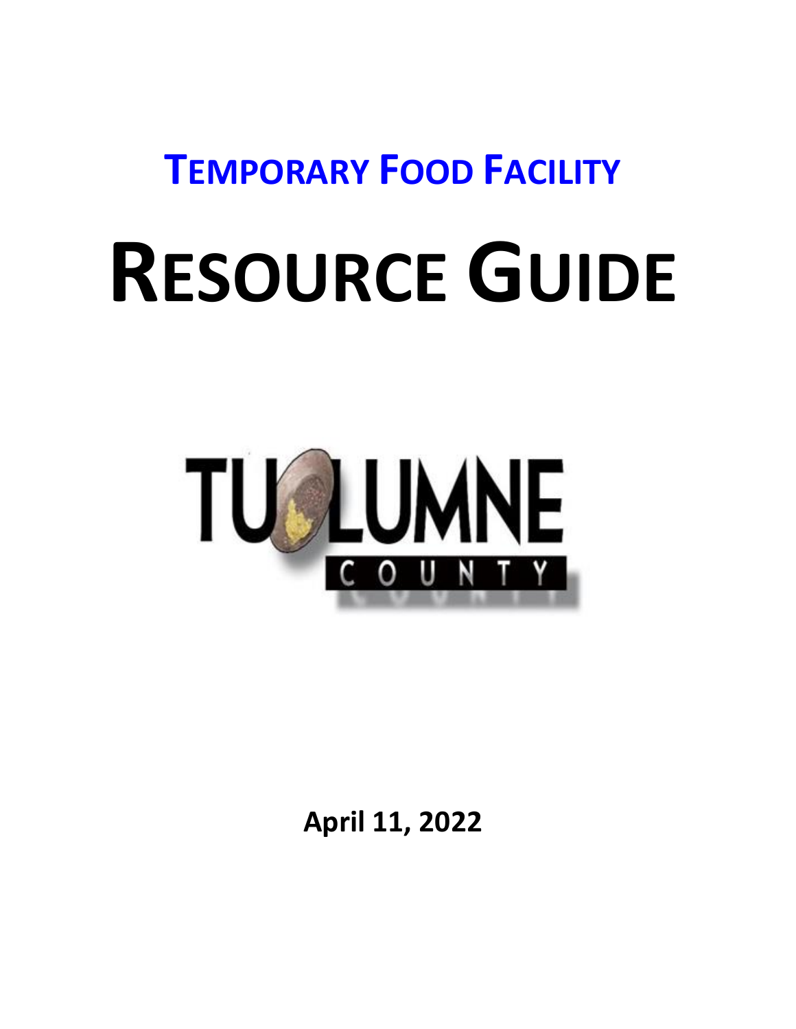## TEMPORARY FOOD FACILITY

# RESOURCE GUIDE

TUOLUMNE COUNTY

**April 11, 2022**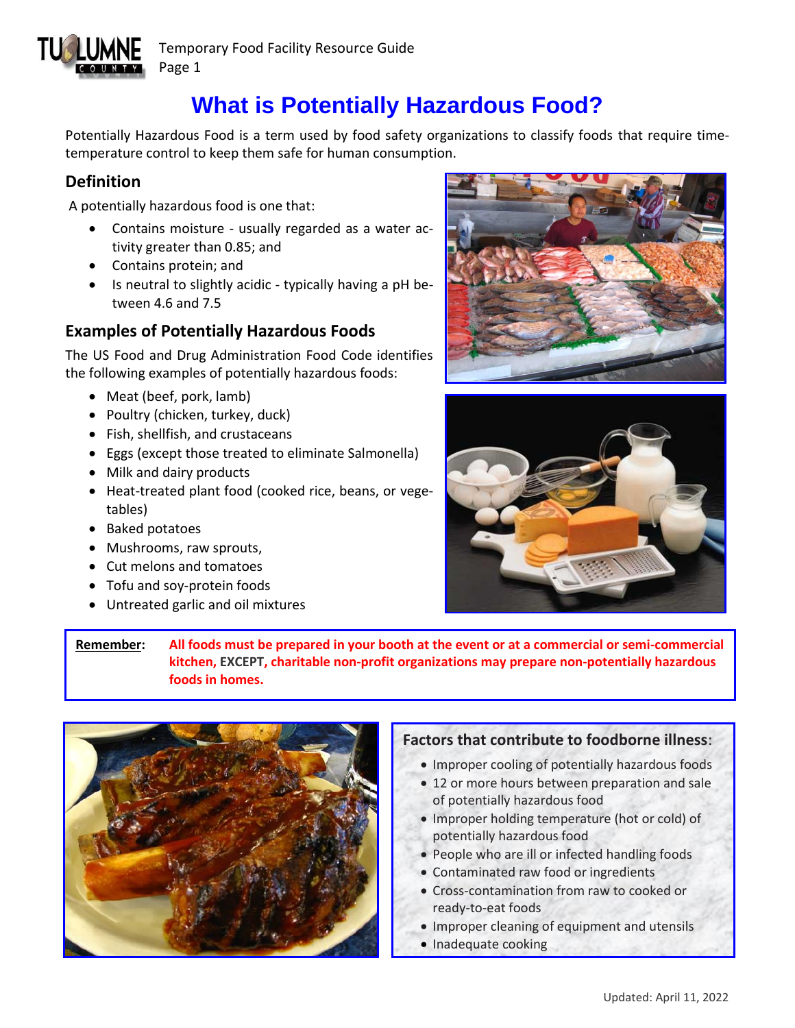# What is Potentially Hazardous Food?

Potentially Hazardous Food is a term used by food safety organizations to classify foods that require time-temperature control to keep them safe for human consumption.

## Definition

A potentially hazardous food is one that:

- Contains moisture - usually regarded as a water activity greater than 0.85; and
- Contains protein; and
- Is neutral to slightly acidic - typically having a pH between 4.6 and 7.5

## Examples of Potentially Hazardous Foods

The US Food and Drug Administration Food Code identifies the following examples of potentially hazardous foods:

- Meat (beef, pork, lamb)
- Poultry (chicken, turkey, duck)
- Fish, shellfish, and crustaceans
- Eggs (except those treated to eliminate Salmonella)
- Milk and dairy products
- Heat-treated plant food (cooked rice, beans, or vegetables)
- Baked potatoes
- Mushrooms, raw sprouts,
- Cut melons and tomatoes
- Tofu and soy-protein foods
- Untreated garlic and oil mixtures

**Remember:** **All foods must be prepared in your booth at the event or at a commercial or semi-commercial kitchen, EXCEPT, charitable non-profit organizations may prepare non-potentially hazardous foods in homes.**

**Factors that contribute to foodborne illness:**

- Improper cooling of potentially hazardous foods
- 12 or more hours between preparation and sale of potentially hazardous food
- Improper holding temperature (hot or cold) of potentially hazardous food
- People who are ill or infected handling foods
- Contaminated raw food or ingredients
- Cross-contamination from raw to cooked or ready-to-eat foods
- Improper cleaning of equipment and utensils
- Inadequate cooking

Updated: April 11, 2022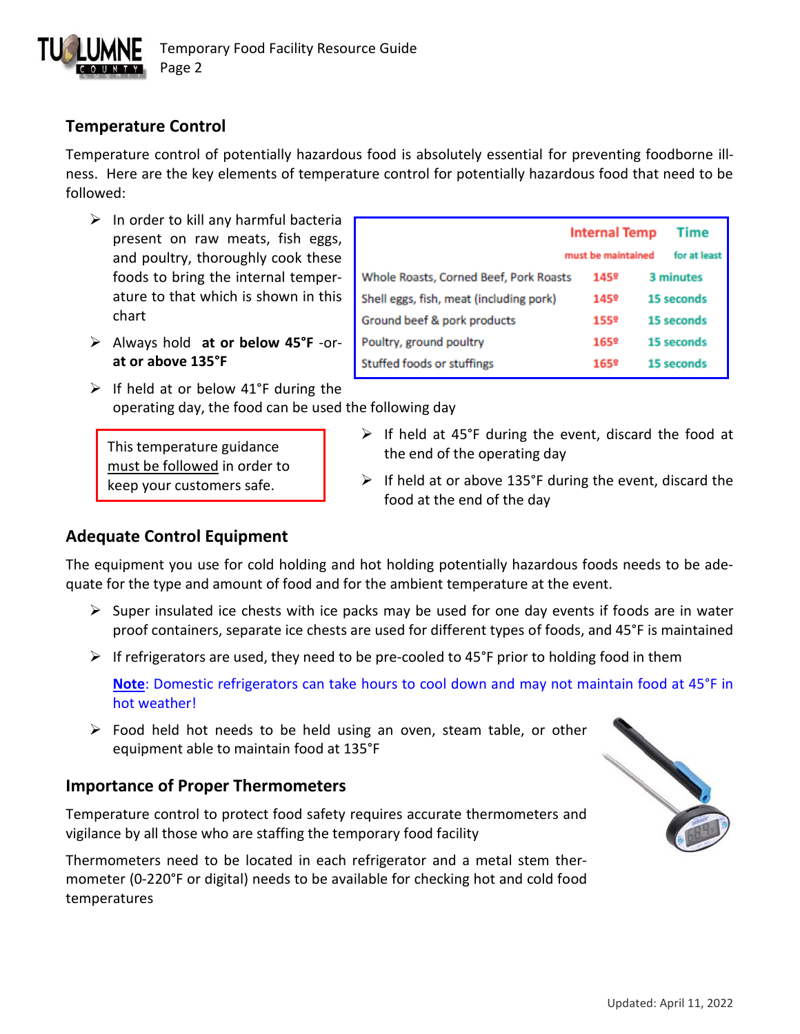## Temperature Control

Temperature control of potentially hazardous food is absolutely essential for preventing foodborne illness. Here are the key elements of temperature control for potentially hazardous food that need to be followed:

- In order to kill any harmful bacteria present on raw meats, fish eggs, and poultry, thoroughly cook these foods to bring the internal temperature to that which is shown in this chart

| | Internal Temp must be maintained | Time for at least |
|---|---|---|
| Whole Roasts, Corned Beef, Pork Roasts | 145º | 3 minutes |
| Shell eggs, fish, meat (including pork) | 145º | 15 seconds |
| Ground beef & pork products | 155º | 15 seconds |
| Poultry, ground poultry | 165º | 15 seconds |
| Stuffed foods or stuffings | 165º | 15 seconds |

- Always hold **at or below 45°F** -or- **at or above 135°F**
- If held at or below 41°F during the operating day, the food can be used the following day
- If held at 45°F during the event, discard the food at the end of the operating day
- If held at or above 135°F during the event, discard the food at the end of the day

This temperature guidance must be followed in order to keep your customers safe.

## Adequate Control Equipment

The equipment you use for cold holding and hot holding potentially hazardous foods needs to be adequate for the type and amount of food and for the ambient temperature at the event.

- Super insulated ice chests with ice packs may be used for one day events if foods are in water proof containers, separate ice chests are used for different types of foods, and 45°F is maintained
- If refrigerators are used, they need to be pre-cooled to 45°F prior to holding food in them

  **Note**: Domestic refrigerators can take hours to cool down and may not maintain food at 45°F in hot weather!

- Food held hot needs to be held using an oven, steam table, or other equipment able to maintain food at 135°F

## Importance of Proper Thermometers

Temperature control to protect food safety requires accurate thermometers and vigilance by all those who are staffing the temporary food facility

Thermometers need to be located in each refrigerator and a metal stem thermometer (0-220°F or digital) needs to be available for checking hot and cold food temperatures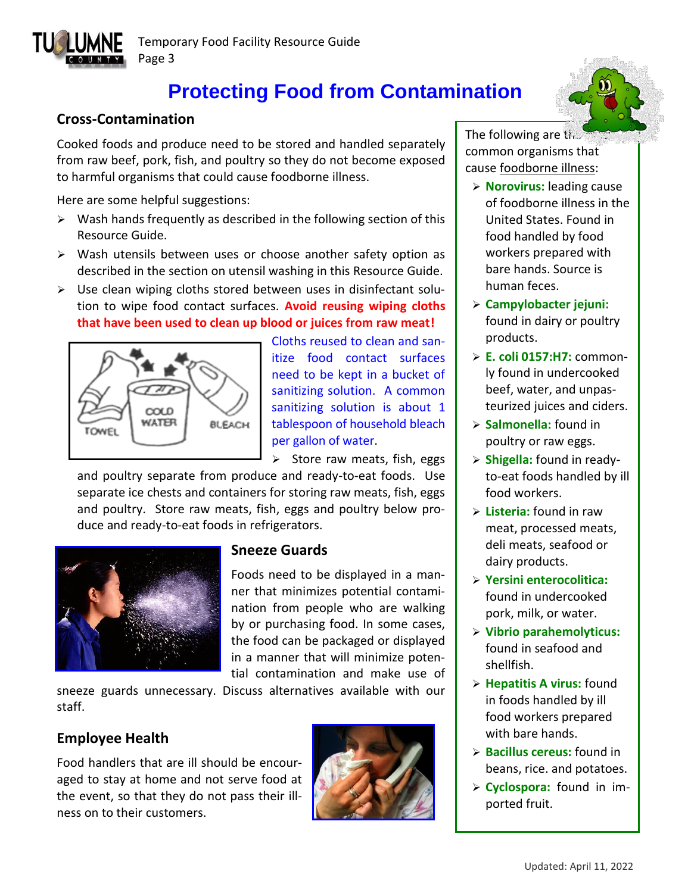# Protecting Food from Contamination

## Cross-Contamination

Cooked foods and produce need to be stored and handled separately from raw beef, pork, fish, and poultry so they do not become exposed to harmful organisms that could cause foodborne illness.

Here are some helpful suggestions:

- Wash hands frequently as described in the following section of this Resource Guide.
- Wash utensils between uses or choose another safety option as described in the section on utensil washing in this Resource Guide.
- Use clean wiping cloths stored between uses in disinfectant solution to wipe food contact surfaces. **Avoid reusing wiping cloths that have been used to clean up blood or juices from raw meat!**

Cloths reused to clean and sanitize food contact surfaces need to be kept in a bucket of sanitizing solution. A common sanitizing solution is about 1 tablespoon of household bleach per gallon of water.

- Store raw meats, fish, eggs and poultry separate from produce and ready-to-eat foods. Use separate ice chests and containers for storing raw meats, fish, eggs and poultry. Store raw meats, fish, eggs and poultry below produce and ready-to-eat foods in refrigerators.

## Sneeze Guards

Foods need to be displayed in a manner that minimizes potential contamination from people who are walking by or purchasing food. In some cases, the food can be packaged or displayed in a manner that will minimize potential contamination and make use of sneeze guards unnecessary. Discuss alternatives available with our staff.

## Employee Health

Food handlers that are ill should be encouraged to stay at home and not serve food at the event, so that they do not pass their illness on to their customers.

The following are the common organisms that cause foodborne illness:

- **Norovirus:** leading cause of foodborne illness in the United States. Found in food handled by food workers prepared with bare hands. Source is human feces.
- **Campylobacter jejuni:** found in dairy or poultry products.
- **E. coli 0157:H7:** commonly found in undercooked beef, water, and unpasteurized juices and ciders.
- **Salmonella:** found in poultry or raw eggs.
- **Shigella:** found in ready-to-eat foods handled by ill food workers.
- **Listeria:** found in raw meat, processed meats, deli meats, seafood or dairy products.
- **Yersini enterocolitica:** found in undercooked pork, milk, or water.
- **Vibrio parahemolyticus:** found in seafood and shellfish.
- **Hepatitis A virus:** found in foods handled by ill food workers prepared with bare hands.
- **Bacillus cereus:** found in beans, rice. and potatoes.
- **Cyclospora:** found in imported fruit.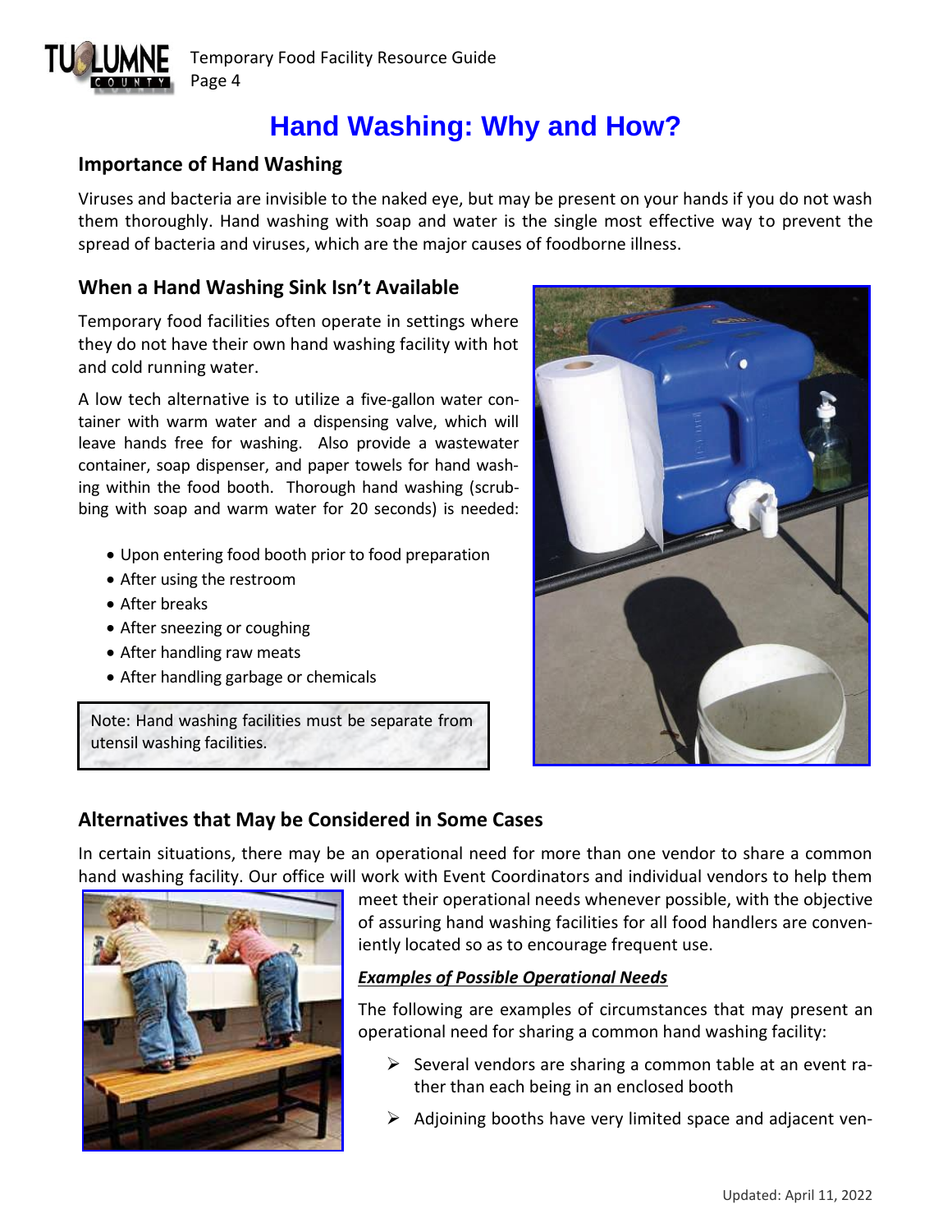# Hand Washing: Why and How?

## Importance of Hand Washing

Viruses and bacteria are invisible to the naked eye, but may be present on your hands if you do not wash them thoroughly. Hand washing with soap and water is the single most effective way to prevent the spread of bacteria and viruses, which are the major causes of foodborne illness.

## When a Hand Washing Sink Isn't Available

Temporary food facilities often operate in settings where they do not have their own hand washing facility with hot and cold running water.

A low tech alternative is to utilize a five-gallon water container with warm water and a dispensing valve, which will leave hands free for washing. Also provide a wastewater container, soap dispenser, and paper towels for hand washing within the food booth. Thorough hand washing (scrubbing with soap and warm water for 20 seconds) is needed:

- Upon entering food booth prior to food preparation
- After using the restroom
- After breaks
- After sneezing or coughing
- After handling raw meats
- After handling garbage or chemicals

> Note: Hand washing facilities must be separate from utensil washing facilities.

## Alternatives that May be Considered in Some Cases

In certain situations, there may be an operational need for more than one vendor to share a common hand washing facility. Our office will work with Event Coordinators and individual vendors to help them meet their operational needs whenever possible, with the objective of assuring hand washing facilities for all food handlers are conveniently located so as to encourage frequent use.

***Examples of Possible Operational Needs***

The following are examples of circumstances that may present an operational need for sharing a common hand washing facility:

- Several vendors are sharing a common table at an event rather than each being in an enclosed booth
- Adjoining booths have very limited space and adjacent ven-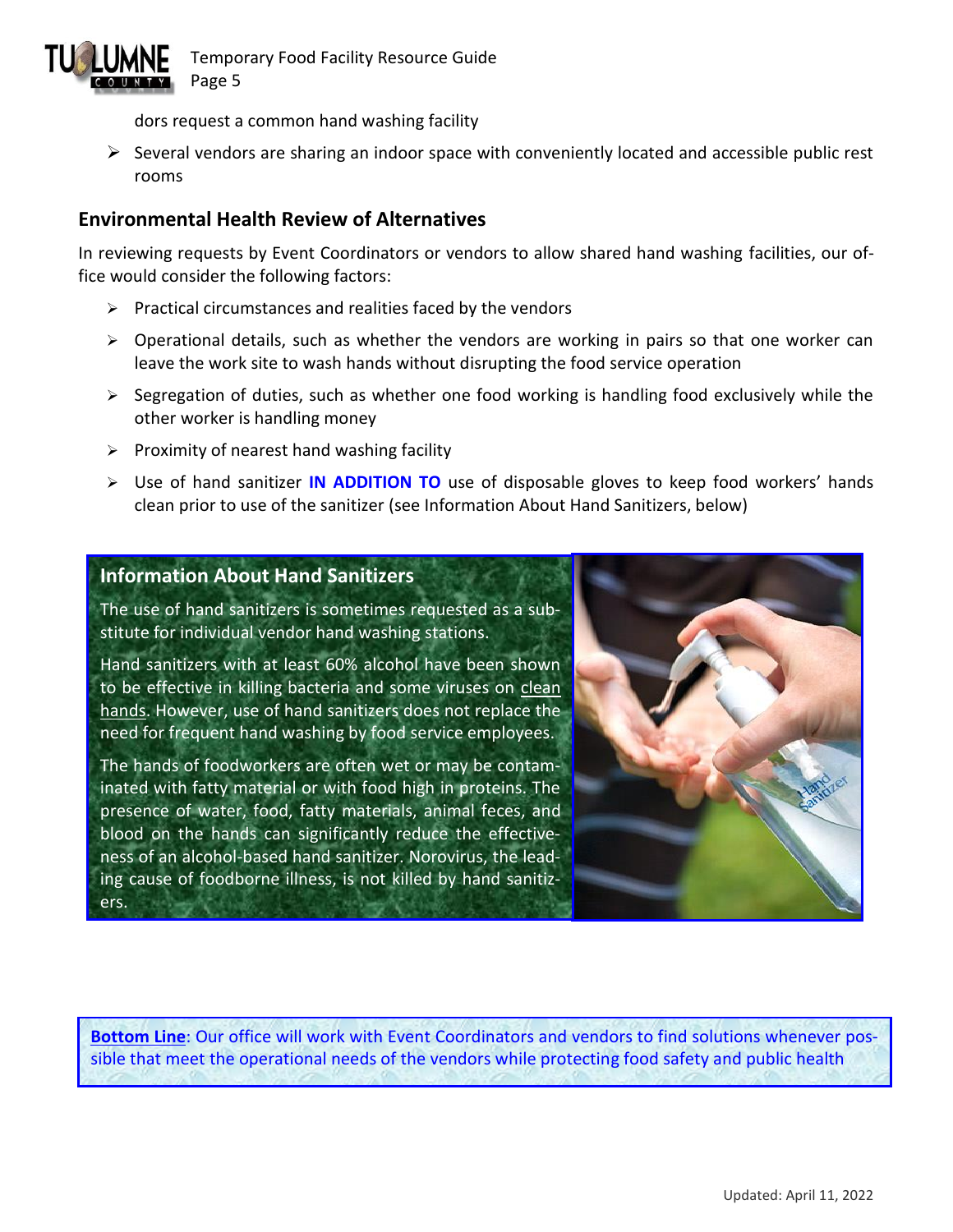dors request a common hand washing facility

- Several vendors are sharing an indoor space with conveniently located and accessible public rest rooms

## Environmental Health Review of Alternatives

In reviewing requests by Event Coordinators or vendors to allow shared hand washing facilities, our office would consider the following factors:

- Practical circumstances and realities faced by the vendors
- Operational details, such as whether the vendors are working in pairs so that one worker can leave the work site to wash hands without disrupting the food service operation
- Segregation of duties, such as whether one food working is handling food exclusively while the other worker is handling money
- Proximity of nearest hand washing facility
- Use of hand sanitizer **IN ADDITION TO** use of disposable gloves to keep food workers' hands clean prior to use of the sanitizer (see Information About Hand Sanitizers, below)

### Information About Hand Sanitizers

The use of hand sanitizers is sometimes requested as a substitute for individual vendor hand washing stations.

Hand sanitizers with at least 60% alcohol have been shown to be effective in killing bacteria and some viruses on clean hands. However, use of hand sanitizers does not replace the need for frequent hand washing by food service employees.

The hands of foodworkers are often wet or may be contaminated with fatty material or with food high in proteins. The presence of water, food, fatty materials, animal feces, and blood on the hands can significantly reduce the effectiveness of an alcohol-based hand sanitizer. Norovirus, the leading cause of foodborne illness, is not killed by hand sanitizers.

**Bottom Line**: Our office will work with Event Coordinators and vendors to find solutions whenever possible that meet the operational needs of the vendors while protecting food safety and public health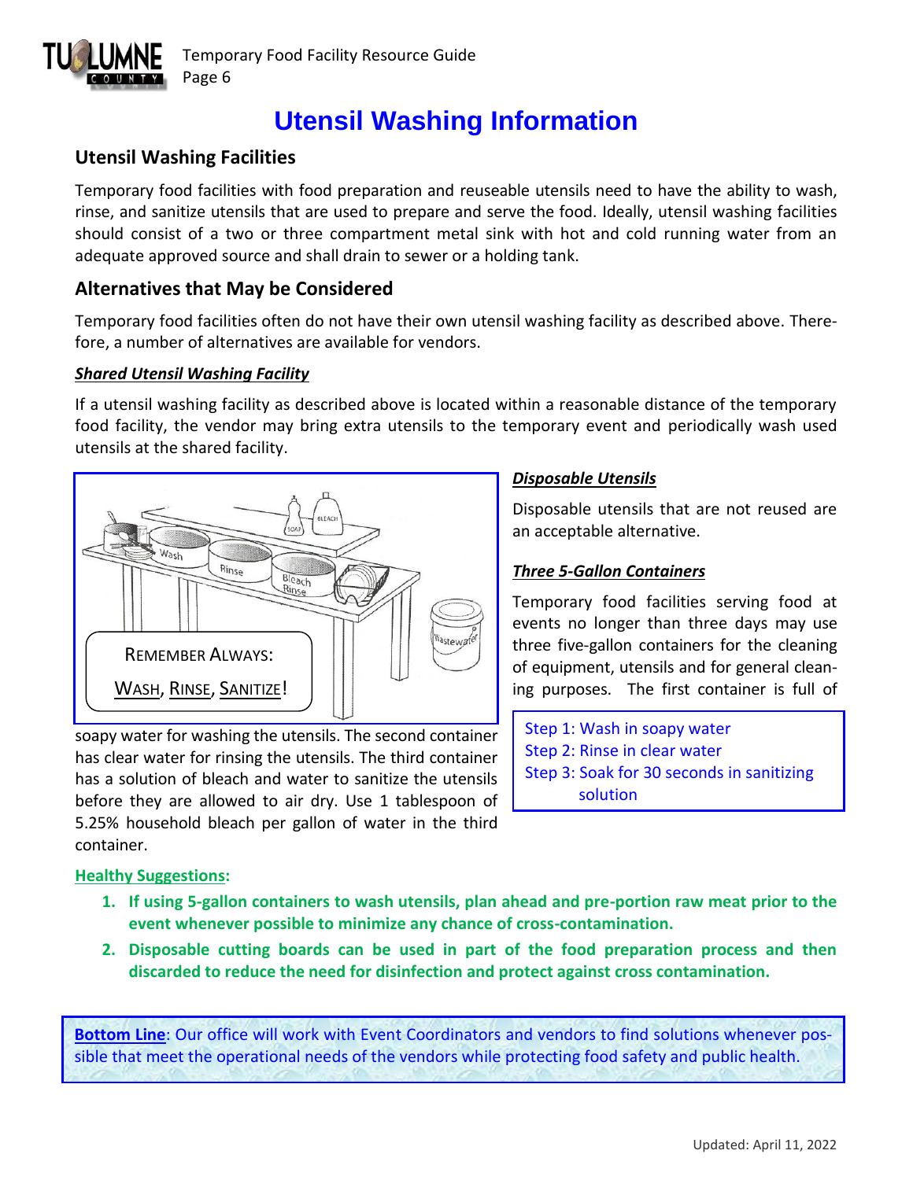# Utensil Washing Information

## Utensil Washing Facilities

Temporary food facilities with food preparation and reuseable utensils need to have the ability to wash, rinse, and sanitize utensils that are used to prepare and serve the food. Ideally, utensil washing facilities should consist of a two or three compartment metal sink with hot and cold running water from an adequate approved source and shall drain to sewer or a holding tank.

## Alternatives that May be Considered

Temporary food facilities often do not have their own utensil washing facility as described above. Therefore, a number of alternatives are available for vendors.

***Shared Utensil Washing Facility***

If a utensil washing facility as described above is located within a reasonable distance of the temporary food facility, the vendor may bring extra utensils to the temporary event and periodically wash used utensils at the shared facility.

REMEMBER ALWAYS:

WASH, RINSE, SANITIZE!

***Disposable Utensils***

Disposable utensils that are not reused are an acceptable alternative.

***Three 5-Gallon Containers***

Temporary food facilities serving food at events no longer than three days may use three five-gallon containers for the cleaning of equipment, utensils and for general cleaning purposes. The first container is full of soapy water for washing the utensils. The second container has clear water for rinsing the utensils. The third container has a solution of bleach and water to sanitize the utensils before they are allowed to air dry. Use 1 tablespoon of 5.25% household bleach per gallon of water in the third container.

Step 1: Wash in soapy water
Step 2: Rinse in clear water
Step 3: Soak for 30 seconds in sanitizing solution

**Healthy Suggestions:**

1. **If using 5-gallon containers to wash utensils, plan ahead and pre-portion raw meat prior to the event whenever possible to minimize any chance of cross-contamination.**
2. **Disposable cutting boards can be used in part of the food preparation process and then discarded to reduce the need for disinfection and protect against cross contamination.**

**Bottom Line**: Our office will work with Event Coordinators and vendors to find solutions whenever possible that meet the operational needs of the vendors while protecting food safety and public health.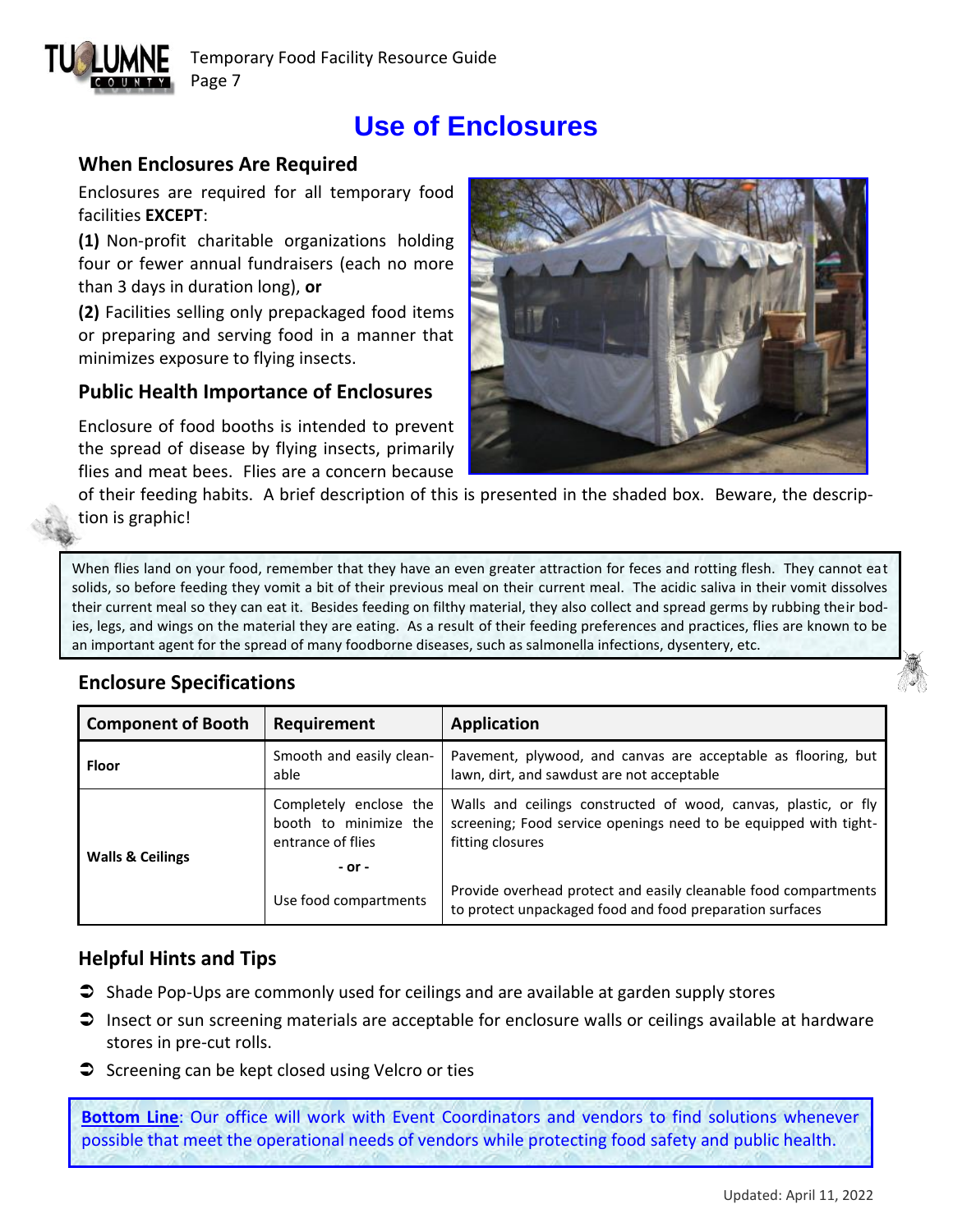# Use of Enclosures

## When Enclosures Are Required

Enclosures are required for all temporary food facilities **EXCEPT**:

**(1)** Non-profit charitable organizations holding four or fewer annual fundraisers (each no more than 3 days in duration long), **or**

**(2)** Facilities selling only prepackaged food items or preparing and serving food in a manner that minimizes exposure to flying insects.

## Public Health Importance of Enclosures

Enclosure of food booths is intended to prevent the spread of disease by flying insects, primarily flies and meat bees. Flies are a concern because of their feeding habits. A brief description of this is presented in the shaded box. Beware, the description is graphic!

> When flies land on your food, remember that they have an even greater attraction for feces and rotting flesh. They cannot eat solids, so before feeding they vomit a bit of their previous meal on their current meal. The acidic saliva in their vomit dissolves their current meal so they can eat it. Besides feeding on filthy material, they also collect and spread germs by rubbing their bodies, legs, and wings on the material they are eating. As a result of their feeding preferences and practices, flies are known to be an important agent for the spread of many foodborne diseases, such as salmonella infections, dysentery, etc.

## Enclosure Specifications

| Component of Booth | Requirement | Application |
|---|---|---|
| **Floor** | Smooth and easily cleanable | Pavement, plywood, and canvas are acceptable as flooring, but lawn, dirt, and sawdust are not acceptable |
| **Walls & Ceilings** | Completely enclose the booth to minimize the entrance of flies<br>**- or -** | Walls and ceilings constructed of wood, canvas, plastic, or fly screening; Food service openings need to be equipped with tight-fitting closures |
| | Use food compartments | Provide overhead protect and easily cleanable food compartments to protect unpackaged food and food preparation surfaces |

## Helpful Hints and Tips

- Shade Pop-Ups are commonly used for ceilings and are available at garden supply stores
- Insect or sun screening materials are acceptable for enclosure walls or ceilings available at hardware stores in pre-cut rolls.
- Screening can be kept closed using Velcro or ties

**Bottom Line**: Our office will work with Event Coordinators and vendors to find solutions whenever possible that meet the operational needs of vendors while protecting food safety and public health.

Updated: April 11, 2022